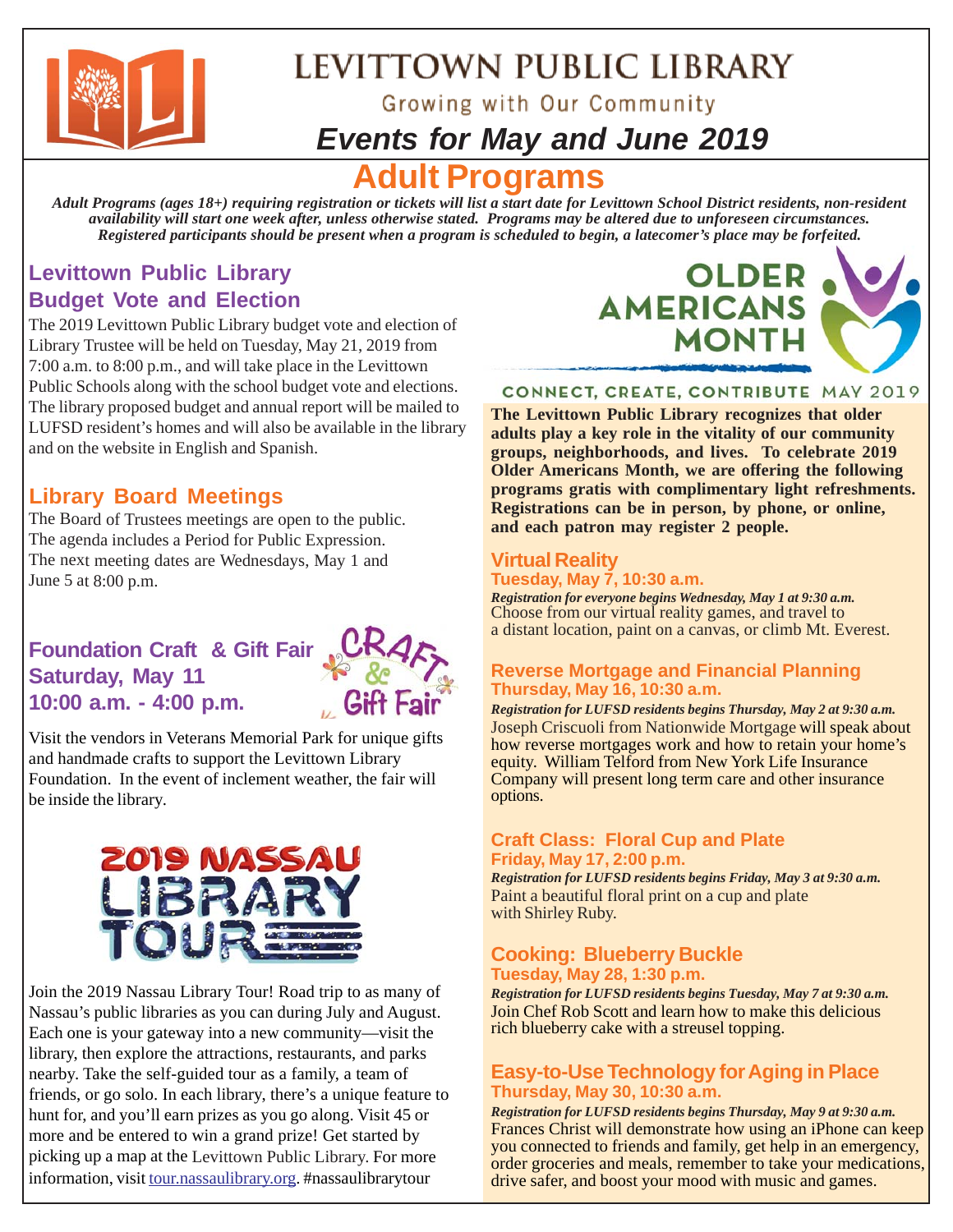# LEVITTOWN PUBLIC LIBRARY

Growing with Our Community

## *Events for May and June 2019*

# Adult Programs

***Adult Programs (ages 18+) requiring registration or tickets will list a start date for Levittown School District residents, non-resident availability will start one week after, unless otherwise stated. Programs may be altered due to unforeseen circumstances. Registered participants should be present when a program is scheduled to begin, a latecomer's place may be forfeited.***

## Levittown Public Library Budget Vote and Election

The 2019 Levittown Public Library budget vote and election of Library Trustee will be held on Tuesday, May 21, 2019 from 7:00 a.m. to 8:00 p.m., and will take place in the Levittown Public Schools along with the school budget vote and elections. The library proposed budget and annual report will be mailed to LUFSD resident's homes and will also be available in the library and on the website in English and Spanish.

## Library Board Meetings

The Board of Trustees meetings are open to the public. The agenda includes a Period for Public Expression. The next meeting dates are Wednesdays, May 1 and June 5 at 8:00 p.m.

## Foundation Craft & Gift Fair
## Saturday, May 11
## 10:00 a.m. - 4:00 p.m.

CRAFT & Gift Fair

Visit the vendors in Veterans Memorial Park for unique gifts and handmade crafts to support the Levittown Library Foundation. In the event of inclement weather, the fair will be inside the library.

2019 NASSAU LIBRARY TOUR

Join the 2019 Nassau Library Tour! Road trip to as many of Nassau's public libraries as you can during July and August. Each one is your gateway into a new community—visit the library, then explore the attractions, restaurants, and parks nearby. Take the self-guided tour as a family, a team of friends, or go solo. In each library, there's a unique feature to hunt for, and you'll earn prizes as you go along. Visit 45 or more and be entered to win a grand prize! Get started by picking up a map at the Levittown Public Library. For more information, visit tour.nassaulibrary.org. #nassaulibrarytour

## OLDER AMERICANS MONTH

CONNECT, CREATE, CONTRIBUTE MAY 2019

**The Levittown Public Library recognizes that older adults play a key role in the vitality of our community groups, neighborhoods, and lives. To celebrate 2019 Older Americans Month, we are offering the following programs gratis with complimentary light refreshments. Registrations can be in person, by phone, or online, and each patron may register 2 people.**

### Virtual Reality
**Tuesday, May 7, 10:30 a.m.**

***Registration for everyone begins Wednesday, May 1 at 9:30 a.m.***

Choose from our virtual reality games, and travel to a distant location, paint on a canvas, or climb Mt. Everest.

### Reverse Mortgage and Financial Planning
**Thursday, May 16, 10:30 a.m.**

***Registration for LUFSD residents begins Thursday, May 2 at 9:30 a.m.***

Joseph Criscuoli from Nationwide Mortgage will speak about how reverse mortgages work and how to retain your home's equity. William Telford from New York Life Insurance Company will present long term care and other insurance options.

### Craft Class: Floral Cup and Plate
**Friday, May 17, 2:00 p.m.**

***Registration for LUFSD residents begins Friday, May 3 at 9:30 a.m.***

Paint a beautiful floral print on a cup and plate with Shirley Ruby.

### Cooking: Blueberry Buckle
**Tuesday, May 28, 1:30 p.m.**

***Registration for LUFSD residents begins Tuesday, May 7 at 9:30 a.m.***

Join Chef Rob Scott and learn how to make this delicious rich blueberry cake with a streusel topping.

### Easy-to-Use Technology for Aging in Place
**Thursday, May 30, 10:30 a.m.**

***Registration for LUFSD residents begins Thursday, May 9 at 9:30 a.m.***

Frances Christ will demonstrate how using an iPhone can keep you connected to friends and family, get help in an emergency, order groceries and meals, remember to take your medications, drive safer, and boost your mood with music and games.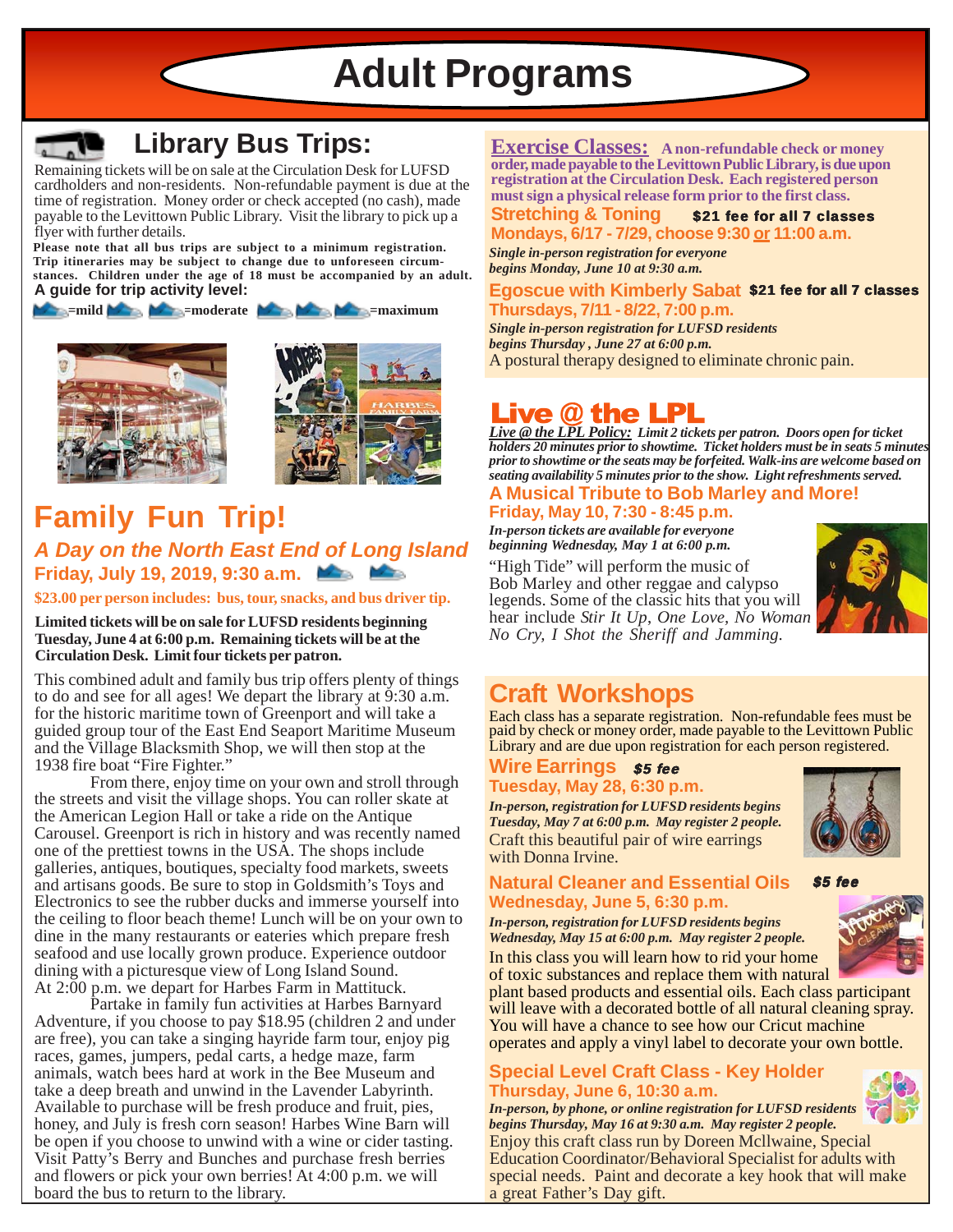# Adult Programs

## Library Bus Trips:

Remaining tickets will be on sale at the Circulation Desk for LUFSD cardholders and non-residents. Non-refundable payment is due at the time of registration. Money order or check accepted (no cash), made payable to the Levittown Public Library. Visit the library to pick up a flyer with further details.

**Please note that all bus trips are subject to a minimum registration. Trip itineraries may be subject to change due to unforeseen circumstances. Children under the age of 18 must be accompanied by an adult.**

**A guide for trip activity level:**

=mild =moderate =maximum

## Family Fun Trip!

### *A Day on the North East End of Long Island*

**Friday, July 19, 2019, 9:30 a.m.**

**$23.00 per person includes: bus, tour, snacks, and bus driver tip.**

**Limited tickets will be on sale for LUFSD residents beginning Tuesday, June 4 at 6:00 p.m. Remaining tickets will be at the Circulation Desk. Limit four tickets per patron.**

This combined adult and family bus trip offers plenty of things to do and see for all ages! We depart the library at 9:30 a.m. for the historic maritime town of Greenport and will take a guided group tour of the East End Seaport Maritime Museum and the Village Blacksmith Shop, we will then stop at the 1938 fire boat "Fire Fighter."

From there, enjoy time on your own and stroll through the streets and visit the village shops. You can roller skate at the American Legion Hall or take a ride on the Antique Carousel. Greenport is rich in history and was recently named one of the prettiest towns in the USA. The shops include galleries, antiques, boutiques, specialty food markets, sweets and artisans goods. Be sure to stop in Goldsmith's Toys and Electronics to see the rubber ducks and immerse yourself into the ceiling to floor beach theme! Lunch will be on your own to dine in the many restaurants or eateries which prepare fresh seafood and use locally grown produce. Experience outdoor dining with a picturesque view of Long Island Sound. At 2:00 p.m. we depart for Harbes Farm in Mattituck.

Partake in family fun activities at Harbes Barnyard Adventure, if you choose to pay $18.95 (children 2 and under are free), you can take a singing hayride farm tour, enjoy pig races, games, jumpers, pedal carts, a hedge maze, farm animals, watch bees hard at work in the Bee Museum and take a deep breath and unwind in the Lavender Labyrinth. Available to purchase will be fresh produce and fruit, pies, honey, and July is fresh corn season! Harbes Wine Barn will be open if you choose to unwind with a wine or cider tasting. Visit Patty's Berry and Bunches and purchase fresh berries and flowers or pick your own berries! At 4:00 p.m. we will board the bus to return to the library.

## Exercise Classes:

**A non-refundable check or money order, made payable to the Levittown Public Library, is due upon registration at the Circulation Desk. Each registered person must sign a physical release form prior to the first class.**

### Stretching & Toning **$21 fee for all 7 classes**

**Mondays, 6/17 - 7/29, choose 9:30 or 11:00 a.m.**

***Single in-person registration for everyone begins Monday, June 10 at 9:30 a.m.***

### Egoscue with Kimberly Sabat **$21 fee for all 7 classes**

**Thursdays, 7/11 - 8/22, 7:00 p.m.**

***Single in-person registration for LUFSD residents begins Thursday , June 27 at 6:00 p.m.***

A postural therapy designed to eliminate chronic pain.

## Live @ the LPL

***Live @ the LPL Policy:* Limit 2 tickets per patron. Doors open for ticket holders 20 minutes prior to showtime. Ticket holders must be in seats 5 minutes prior to showtime or the seats may be forfeited. Walk-ins are welcome based on seating availability 5 minutes prior to the show. Light refreshments served.**

### A Musical Tribute to Bob Marley and More!

**Friday, May 10, 7:30 - 8:45 p.m.**

***In-person tickets are available for everyone beginning Wednesday, May 1 at 6:00 p.m.***

"High Tide" will perform the music of Bob Marley and other reggae and calypso legends. Some of the classic hits that you will hear include *Stir It Up*, *One Love*, *No Woman No Cry*, *I Shot the Sheriff and Jamming.*

## Craft Workshops

Each class has a separate registration. Non-refundable fees must be paid by check or money order, made payable to the Levittown Public Library and are due upon registration for each person registered.

### Wire Earrings ***$5 fee***

**Tuesday, May 28, 6:30 p.m.**

***In-person, registration for LUFSD residents begins Tuesday, May 7 at 6:00 p.m. May register 2 people.***

Craft this beautiful pair of wire earrings with Donna Irvine.

### Natural Cleaner and Essential Oils ***$5 fee***

**Wednesday, June 5, 6:30 p.m.**

***In-person, registration for LUFSD residents begins Wednesday, May 15 at 6:00 p.m. May register 2 people.***

In this class you will learn how to rid your home of toxic substances and replace them with natural plant based products and essential oils. Each class participant will leave with a decorated bottle of all natural cleaning spray. You will have a chance to see how our Cricut machine operates and apply a vinyl label to decorate your own bottle.

### Special Level Craft Class - Key Holder

**Thursday, June 6, 10:30 a.m.**

***In-person, by phone, or online registration for LUFSD residents begins Thursday, May 16 at 9:30 a.m. May register 2 people.***

Enjoy this craft class run by Doreen Mcllwaine, Special Education Coordinator/Behavioral Specialist for adults with special needs. Paint and decorate a key hook that will make a great Father's Day gift.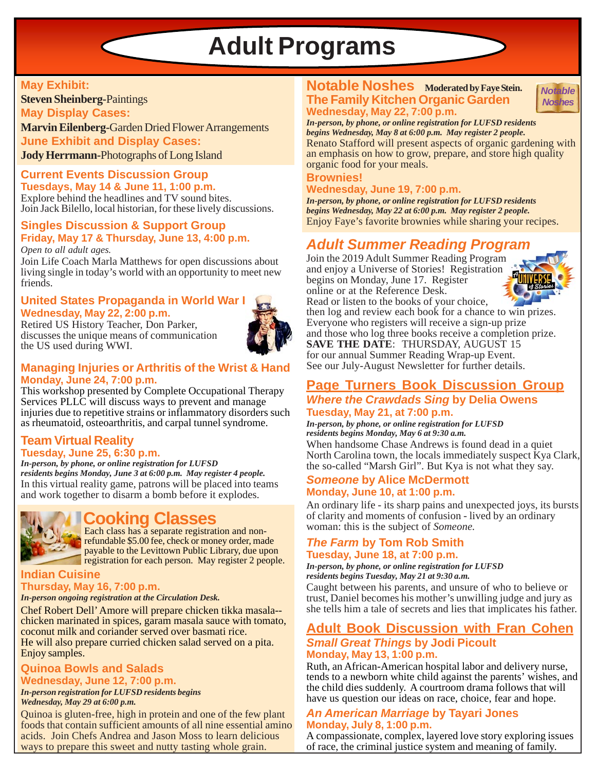# Adult Programs

**May Exhibit:**

**Steven Sheinberg**-Paintings

**May Display Cases:**

**Marvin Eilenberg**-Garden Dried Flower Arrangements

**June Exhibit and Display Cases:**

**Jody Herrmann**-Photographs of Long Island

## Current Events Discussion Group

**Tuesdays, May 14 & June 11, 1:00 p.m.**

Explore behind the headlines and TV sound bites. Join Jack Bilello, local historian, for these lively discussions.

## Singles Discussion & Support Group

**Friday, May 17 & Thursday, June 13, 4:00 p.m.**

*Open to all adult ages.*

Join Life Coach Marla Matthews for open discussions about living single in today's world with an opportunity to meet new friends.

## United States Propaganda in World War I

**Wednesday, May 22, 2:00 p.m.**

Retired US History Teacher, Don Parker, discusses the unique means of communication the US used during WWI.

## Managing Injuries or Arthritis of the Wrist & Hand

**Monday, June 24, 7:00 p.m.**

This workshop presented by Complete Occupational Therapy Services PLLC will discuss ways to prevent and manage injuries due to repetitive strains or inflammatory disorders such as rheumatoid, osteoarthritis, and carpal tunnel syndrome.

## Team Virtual Reality

**Tuesday, June 25, 6:30 p.m.**

***In-person, by phone, or online registration for LUFSD residents begins Monday, June 3 at 6:00 p.m. May register 4 people.***

In this virtual reality game, patrons will be placed into teams and work together to disarm a bomb before it explodes.

## Cooking Classes

Each class has a separate registration and non-refundable $5.00 fee, check or money order, made payable to the Levittown Public Library, due upon registration for each person. May register 2 people.

### Indian Cuisine

**Thursday, May 16, 7:00 p.m.**

***In-person ongoing registration at the Circulation Desk.***

Chef Robert Dell'Amore will prepare chicken tikka masala--chicken marinated in spices, garam masala sauce with tomato, coconut milk and coriander served over basmati rice. He will also prepare curried chicken salad served on a pita. Enjoy samples.

### Quinoa Bowls and Salads

**Wednesday, June 12, 7:00 p.m.**

***In-person registration for LUFSD residents begins Wednesday, May 29 at 6:00 p.m.***

Quinoa is gluten-free, high in protein and one of the few plant foods that contain sufficient amounts of all nine essential amino acids. Join Chefs Andrea and Jason Moss to learn delicious ways to prepare this sweet and nutty tasting whole grain.

## Notable Noshes

**Moderated by Faye Stein.**

Notable Noshes

### The Family Kitchen Organic Garden

**Wednesday, May 22, 7:00 p.m.**

***In-person, by phone, or online registration for LUFSD residents begins Wednesday, May 8 at 6:00 p.m. May register 2 people.***

Renato Stafford will present aspects of organic gardening with an emphasis on how to grow, prepare, and store high quality organic food for your meals.

### Brownies!

**Wednesday, June 19, 7:00 p.m.**

***In-person, by phone, or online registration for LUFSD residents begins Wednesday, May 22 at 6:00 p.m. May register 2 people.***

Enjoy Faye's favorite brownies while sharing your recipes.

## *Adult Summer Reading Program*

Join the 2019 Adult Summer Reading Program and enjoy a Universe of Stories! Registration begins on Monday, June 17. Register online or at the Reference Desk.

Read or listen to the books of your choice, then log and review each book for a chance to win prizes. Everyone who registers will receive a sign-up prize and those who log three books receive a completion prize.

**SAVE THE DATE**: THURSDAY, AUGUST 15 for our annual Summer Reading Wrap-up Event. See our July-August Newsletter for further details.

## Page Turners Book Discussion Group

### *Where the Crawdads Sing* by Delia Owens

**Tuesday, May 21, at 7:00 p.m.**

***In-person, by phone, or online registration for LUFSD residents begins Monday, May 6 at 9:30 a.m.***

When handsome Chase Andrews is found dead in a quiet North Carolina town, the locals immediately suspect Kya Clark, the so-called "Marsh Girl". But Kya is not what they say.

### *Someone* by Alice McDermott

**Monday, June 10, at 1:00 p.m.**

An ordinary life - its sharp pains and unexpected joys, its bursts of clarity and moments of confusion - lived by an ordinary woman: this is the subject of *Someone.*

### *The Farm* by Tom Rob Smith

**Tuesday, June 18, at 7:00 p.m.**

***In-person, by phone, or online registration for LUFSD residents begins Tuesday, May 21 at 9:30 a.m.***

Caught between his parents, and unsure of who to believe or trust, Daniel becomes his mother's unwilling judge and jury as she tells him a tale of secrets and lies that implicates his father.

## Adult Book Discussion with Fran Cohen

### *Small Great Things* by Jodi Picoult

**Monday, May 13, 1:00 p.m.**

Ruth, an African-American hospital labor and delivery nurse, tends to a newborn white child against the parents' wishes, and the child dies suddenly. A courtroom drama follows that will have us question our ideas on race, choice, fear and hope.

### *An American Marriage* by Tayari Jones

**Monday, July 8, 1:00 p.m.**

A compassionate, complex, layered love story exploring issues of race, the criminal justice system and meaning of family.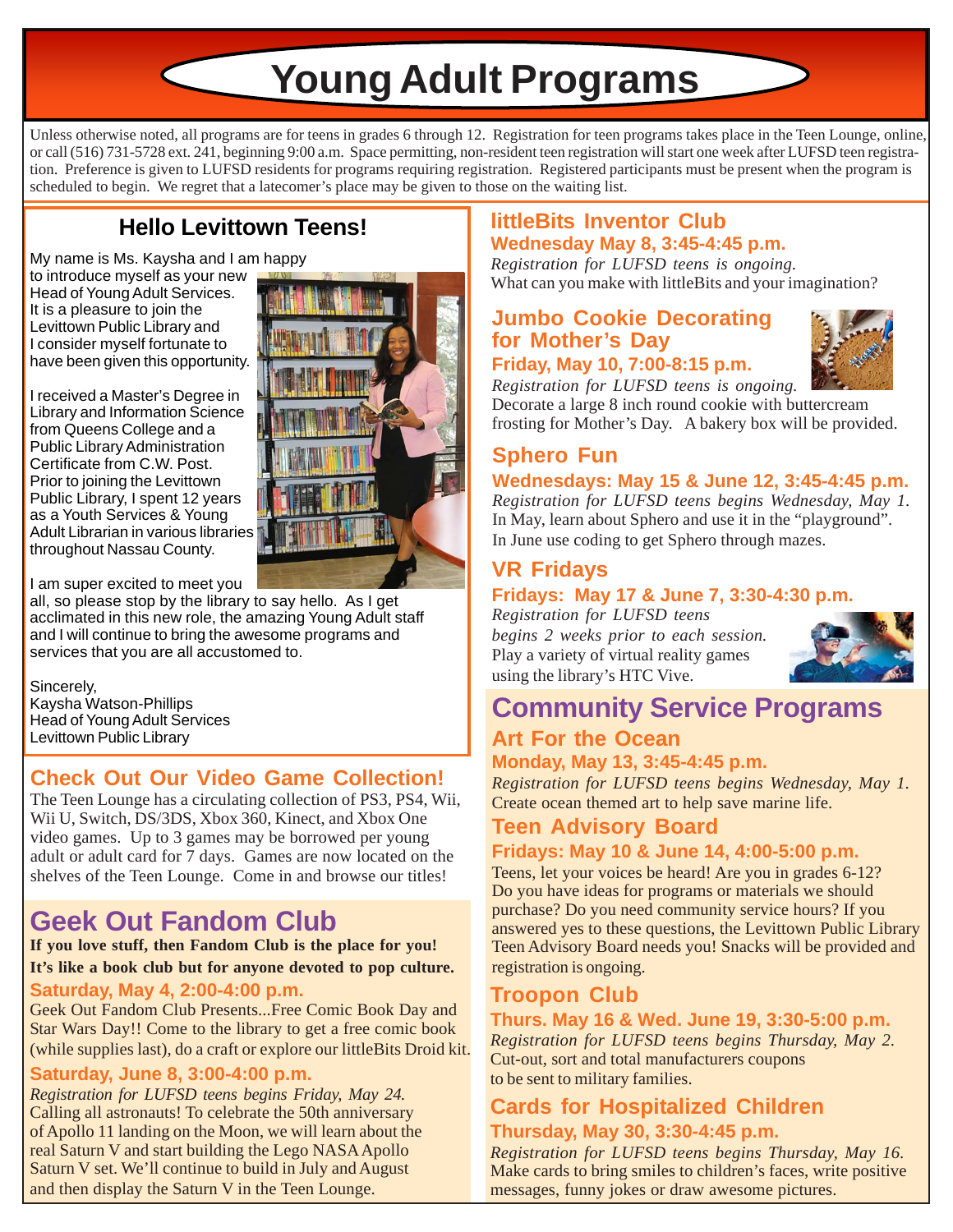# Young Adult Programs

Unless otherwise noted, all programs are for teens in grades 6 through 12. Registration for teen programs takes place in the Teen Lounge, online, or call (516) 731-5728 ext. 241, beginning 9:00 a.m. Space permitting, non-resident teen registration will start one week after LUFSD teen registration. Preference is given to LUFSD residents for programs requiring registration. Registered participants must be present when the program is scheduled to begin. We regret that a latecomer's place may be given to those on the waiting list.

## Hello Levittown Teens!

My name is Ms. Kaysha and I am happy to introduce myself as your new Head of Young Adult Services. It is a pleasure to join the Levittown Public Library and I consider myself fortunate to have been given this opportunity.

I received a Master's Degree in Library and Information Science from Queens College and a Public Library Administration Certificate from C.W. Post. Prior to joining the Levittown Public Library, I spent 12 years as a Youth Services & Young Adult Librarian in various libraries throughout Nassau County.

I am super excited to meet you all, so please stop by the library to say hello. As I get acclimated in this new role, the amazing Young Adult staff and I will continue to bring the awesome programs and services that you are all accustomed to.

Sincerely,
Kaysha Watson-Phillips
Head of Young Adult Services
Levittown Public Library

## Check Out Our Video Game Collection!

The Teen Lounge has a circulating collection of PS3, PS4, Wii, Wii U, Switch, DS/3DS, Xbox 360, Kinect, and Xbox One video games. Up to 3 games may be borrowed per young adult or adult card for 7 days. Games are now located on the shelves of the Teen Lounge. Come in and browse our titles!

## Geek Out Fandom Club

**If you love stuff, then Fandom Club is the place for you! It's like a book club but for anyone devoted to pop culture.**

### Saturday, May 4, 2:00-4:00 p.m.

Geek Out Fandom Club Presents...Free Comic Book Day and Star Wars Day!! Come to the library to get a free comic book (while supplies last), do a craft or explore our littleBits Droid kit.

### Saturday, June 8, 3:00-4:00 p.m.

*Registration for LUFSD teens begins Friday, May 24.*
Calling all astronauts! To celebrate the 50th anniversary of Apollo 11 landing on the Moon, we will learn about the real Saturn V and start building the Lego NASA Apollo Saturn V set. We'll continue to build in July and August and then display the Saturn V in the Teen Lounge.

## littleBits Inventor Club

### Wednesday May 8, 3:45-4:45 p.m.

*Registration for LUFSD teens is ongoing.*
What can you make with littleBits and your imagination?

## Jumbo Cookie Decorating for Mother's Day

### Friday, May 10, 7:00-8:15 p.m.

*Registration for LUFSD teens is ongoing.*
Decorate a large 8 inch round cookie with buttercream frosting for Mother's Day. A bakery box will be provided.

## Sphero Fun

### Wednesdays: May 15 & June 12, 3:45-4:45 p.m.

*Registration for LUFSD teens begins Wednesday, May 1.*
In May, learn about Sphero and use it in the "playground". In June use coding to get Sphero through mazes.

## VR Fridays

### Fridays: May 17 & June 7, 3:30-4:30 p.m.

*Registration for LUFSD teens begins 2 weeks prior to each session.*
Play a variety of virtual reality games using the library's HTC Vive.

# Community Service Programs

## Art For the Ocean

### Monday, May 13, 3:45-4:45 p.m.

*Registration for LUFSD teens begins Wednesday, May 1.*
Create ocean themed art to help save marine life.

## Teen Advisory Board

### Fridays: May 10 & June 14, 4:00-5:00 p.m.

Teens, let your voices be heard! Are you in grades 6-12? Do you have ideas for programs or materials we should purchase? Do you need community service hours? If you answered yes to these questions, the Levittown Public Library Teen Advisory Board needs you! Snacks will be provided and registration is ongoing.

## Troopon Club

### Thurs. May 16 & Wed. June 19, 3:30-5:00 p.m.

*Registration for LUFSD teens begins Thursday, May 2.*
Cut-out, sort and total manufacturers coupons to be sent to military families.

## Cards for Hospitalized Children

### Thursday, May 30, 3:30-4:45 p.m.

*Registration for LUFSD teens begins Thursday, May 16.*
Make cards to bring smiles to children's faces, write positive messages, funny jokes or draw awesome pictures.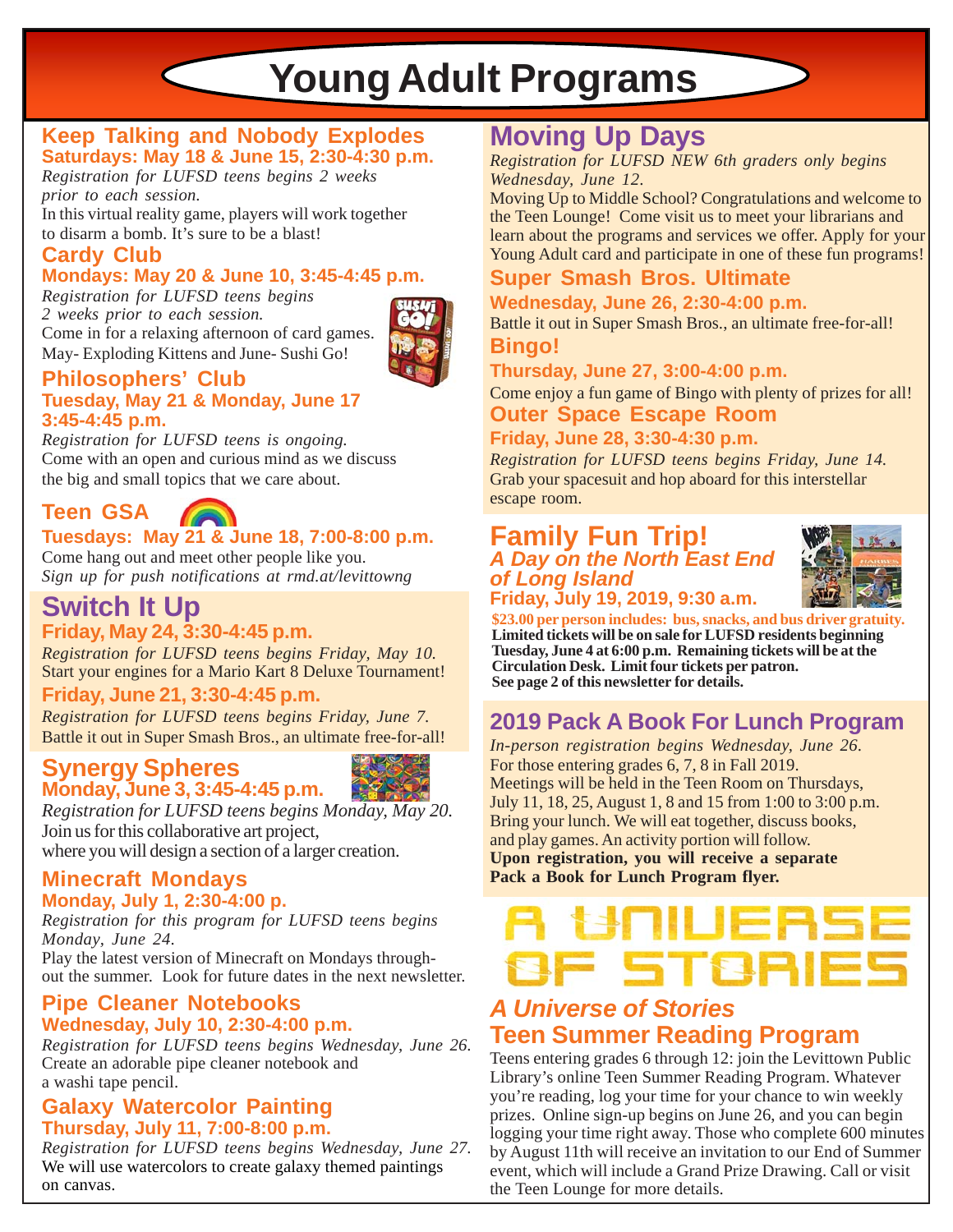# Young Adult Programs

## Keep Talking and Nobody Explodes

**Saturdays: May 18 & June 15, 2:30-4:30 p.m.**

*Registration for LUFSD teens begins 2 weeks prior to each session.*

In this virtual reality game, players will work together to disarm a bomb. It's sure to be a blast!

## Cardy Club

**Mondays: May 20 & June 10, 3:45-4:45 p.m.**

*Registration for LUFSD teens begins 2 weeks prior to each session.*

Come in for a relaxing afternoon of card games. May- Exploding Kittens and June- Sushi Go!

## Philosophers' Club

**Tuesday, May 21 & Monday, June 17 3:45-4:45 p.m.**

*Registration for LUFSD teens is ongoing.*

Come with an open and curious mind as we discuss the big and small topics that we care about.

## Teen GSA

**Tuesdays: May 21 & June 18, 7:00-8:00 p.m.**

Come hang out and meet other people like you.

*Sign up for push notifications at rmd.at/levittowng*

## Switch It Up

**Friday, May 24, 3:30-4:45 p.m.**

*Registration for LUFSD teens begins Friday, May 10.*

Start your engines for a Mario Kart 8 Deluxe Tournament!

**Friday, June 21, 3:30-4:45 p.m.**

*Registration for LUFSD teens begins Friday, June 7.*

Battle it out in Super Smash Bros., an ultimate free-for-all!

## Synergy Spheres

**Monday, June 3, 3:45-4:45 p.m.**

*Registration for LUFSD teens begins Monday, May 20.*

Join us for this collaborative art project, where you will design a section of a larger creation.

## Minecraft Mondays

**Monday, July 1, 2:30-4:00 p.**

*Registration for this program for LUFSD teens begins Monday, June 24.*

Play the latest version of Minecraft on Mondays throughout the summer. Look for future dates in the next newsletter.

## Pipe Cleaner Notebooks

**Wednesday, July 10, 2:30-4:00 p.m.**

*Registration for LUFSD teens begins Wednesday, June 26.*

Create an adorable pipe cleaner notebook and a washi tape pencil.

## Galaxy Watercolor Painting

**Thursday, July 11, 7:00-8:00 p.m.**

*Registration for LUFSD teens begins Wednesday, June 27.*

We will use watercolors to create galaxy themed paintings on canvas.

## Moving Up Days

*Registration for LUFSD NEW 6th graders only begins Wednesday, June 12.*

Moving Up to Middle School? Congratulations and welcome to the Teen Lounge! Come visit us to meet your librarians and learn about the programs and services we offer. Apply for your Young Adult card and participate in one of these fun programs!

### Super Smash Bros. Ultimate

**Wednesday, June 26, 2:30-4:00 p.m.**

Battle it out in Super Smash Bros., an ultimate free-for-all!

### Bingo!

**Thursday, June 27, 3:00-4:00 p.m.**

Come enjoy a fun game of Bingo with plenty of prizes for all!

### Outer Space Escape Room

**Friday, June 28, 3:30-4:30 p.m.**

*Registration for LUFSD teens begins Friday, June 14.*

Grab your spacesuit and hop aboard for this interstellar escape room.

## Family Fun Trip!

### *A Day on the North East End of Long Island*

**Friday, July 19, 2019, 9:30 a.m.**

**$23.00 per person includes: bus, snacks, and bus driver gratuity.**

**Limited tickets will be on sale for LUFSD residents beginning Tuesday, June 4 at 6:00 p.m. Remaining tickets will be at the Circulation Desk. Limit four tickets per patron. See page 2 of this newsletter for details.**

## 2019 Pack A Book For Lunch Program

*In-person registration begins Wednesday, June 26.*

For those entering grades 6, 7, 8 in Fall 2019. Meetings will be held in the Teen Room on Thursdays, July 11, 18, 25, August 1, 8 and 15 from 1:00 to 3:00 p.m. Bring your lunch. We will eat together, discuss books, and play games. An activity portion will follow.

**Upon registration, you will receive a separate Pack a Book for Lunch Program flyer.**

A UNIVERSE OF STORIES

## *A Universe of Stories*
## Teen Summer Reading Program

Teens entering grades 6 through 12: join the Levittown Public Library's online Teen Summer Reading Program. Whatever you're reading, log your time for your chance to win weekly prizes. Online sign-up begins on June 26, and you can begin logging your time right away. Those who complete 600 minutes by August 11th will receive an invitation to our End of Summer event, which will include a Grand Prize Drawing. Call or visit the Teen Lounge for more details.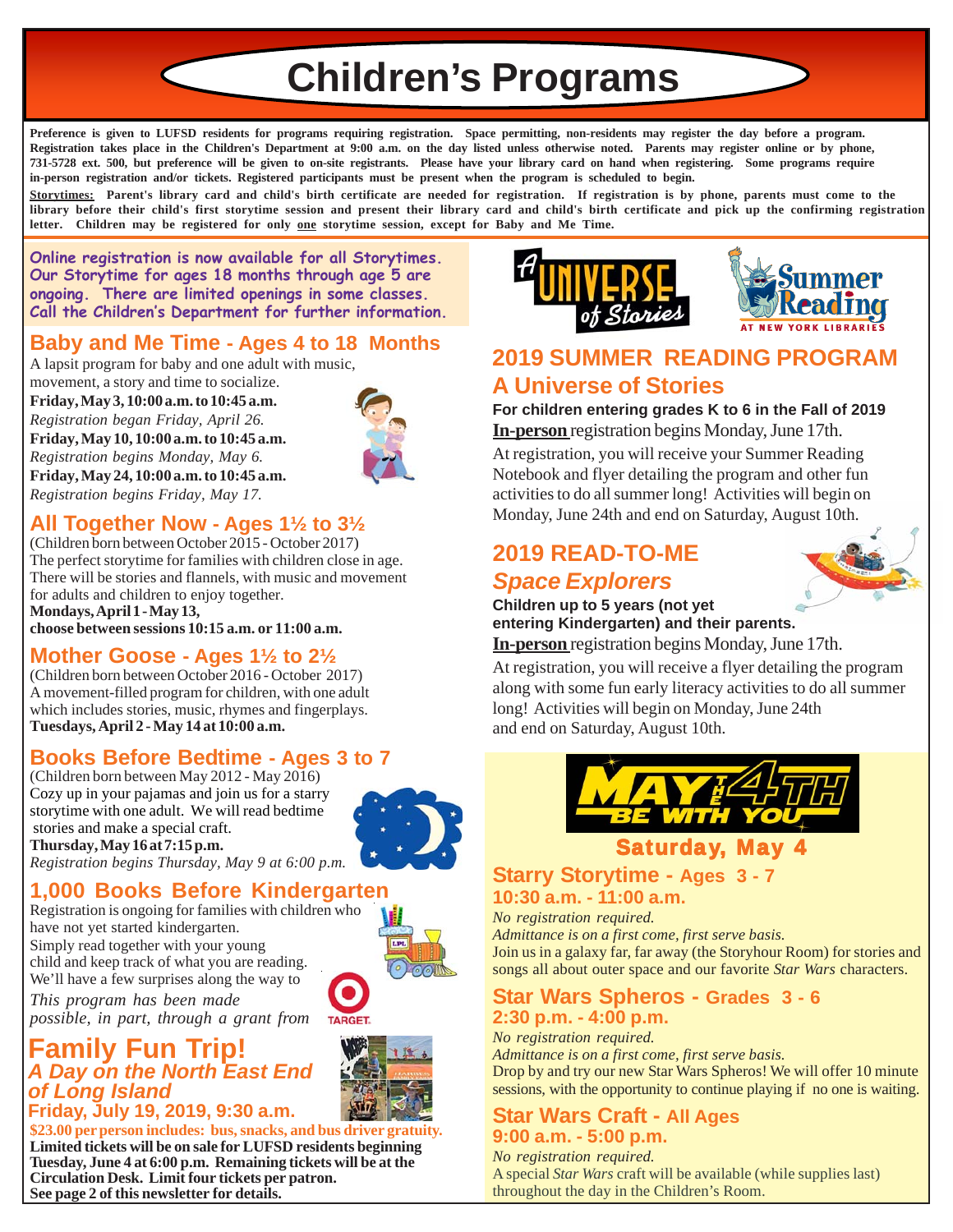# Children's Programs

**Preference is given to LUFSD residents for programs requiring registration. Space permitting, non-residents may register the day before a program. Registration takes place in the Children's Department at 9:00 a.m. on the day listed unless otherwise noted. Parents may register online or by phone, 731-5728 ext. 500, but preference will be given to on-site registrants. Please have your library card on hand when registering. Some programs require in-person registration and/or tickets. Registered participants must be present when the program is scheduled to begin.**

**Storytimes:** **Parent's library card and child's birth certificate are needed for registration. If registration is by phone, parents must come to the library before their child's first storytime session and present their library card and child's birth certificate and pick up the confirming registration letter. Children may be registered for only one storytime session, except for Baby and Me Time.**

**Online registration is now available for all Storytimes. Our Storytime for ages 18 months through age 5 are ongoing. There are limited openings in some classes. Call the Children's Department for further information.**

## Baby and Me Time - Ages 4 to 18 Months

A lapsit program for baby and one adult with music, movement, a story and time to socialize.

**Friday, May 3, 10:00 a.m. to 10:45 a.m.**
*Registration began Friday, April 26.*
**Friday, May 10, 10:00 a.m. to 10:45 a.m.**
*Registration begins Monday, May 6.*
**Friday, May 24, 10:00 a.m. to 10:45 a.m.**
*Registration begins Friday, May 17.*

## All Together Now - Ages 1½ to 3½

(Children born between October 2015 - October 2017)
The perfect storytime for families with children close in age. There will be stories and flannels, with music and movement for adults and children to enjoy together.
**Mondays, April 1 - May 13,**
**choose between sessions 10:15 a.m. or 11:00 a.m.**

## Mother Goose - Ages 1½ to 2½

(Children born between October 2016 - October 2017)
A movement-filled program for children, with one adult which includes stories, music, rhymes and fingerplays.
**Tuesdays, April 2 - May 14 at 10:00 a.m.**

## Books Before Bedtime - Ages 3 to 7

(Children born between May 2012 - May 2016)
Cozy up in your pajamas and join us for a starry storytime with one adult. We will read bedtime stories and make a special craft.
**Thursday, May 16 at 7:15 p.m.**
*Registration begins Thursday, May 9 at 6:00 p.m.*

## 1,000 Books Before Kindergarten

Registration is ongoing for families with children who have not yet started kindergarten.
Simply read together with your young child and keep track of what you are reading. We'll have a few surprises along the way to
*This program has been made possible, in part, through a grant from*

## Family Fun Trip!
### *A Day on the North East End of Long Island*
**Friday, July 19, 2019, 9:30 a.m.**

**$23.00 per person includes: bus, snacks, and bus driver gratuity.**
**Limited tickets will be on sale for LUFSD residents beginning Tuesday, June 4 at 6:00 p.m. Remaining tickets will be at the Circulation Desk. Limit four tickets per patron.**
**See page 2 of this newsletter for details.**

A Universe of Stories

Summer Reading AT NEW YORK LIBRARIES

## 2019 SUMMER READING PROGRAM
## A Universe of Stories

**For children entering grades K to 6 in the Fall of 2019**
**In-person** registration begins Monday, June 17th.
At registration, you will receive your Summer Reading Notebook and flyer detailing the program and other fun activities to do all summer long! Activities will begin on Monday, June 24th and end on Saturday, August 10th.

## 2019 READ-TO-ME
## *Space Explorers*

**Children up to 5 years (not yet entering Kindergarten) and their parents.**
**In-person** registration begins Monday, June 17th.
At registration, you will receive a flyer detailing the program along with some fun early literacy activities to do all summer long! Activities will begin on Monday, June 24th and end on Saturday, August 10th.

MAY THE 4TH BE WITH YOU

**Saturday, May 4**

## Starry Storytime - Ages 3 - 7
**10:30 a.m. - 11:00 a.m.**

*No registration required.*
*Admittance is on a first come, first serve basis.*
Join us in a galaxy far, far away (the Storyhour Room) for stories and songs all about outer space and our favorite *Star Wars* characters.

## Star Wars Spheros - Grades 3 - 6
**2:30 p.m. - 4:00 p.m.**

*No registration required.*
*Admittance is on a first come, first serve basis.*
Drop by and try our new Star Wars Spheros! We will offer 10 minute sessions, with the opportunity to continue playing if no one is waiting.

## Star Wars Craft - All Ages
**9:00 a.m. - 5:00 p.m.**

*No registration required.*
A special *Star Wars* craft will be available (while supplies last) throughout the day in the Children's Room.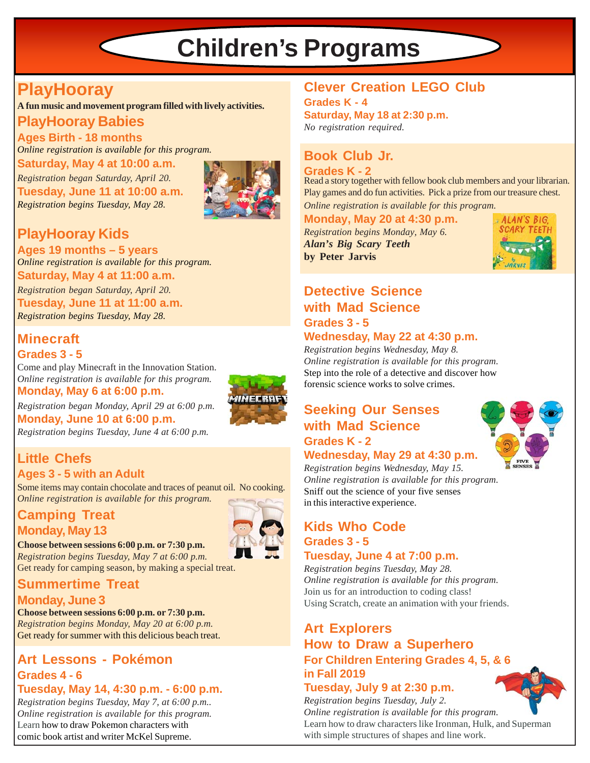# Children's Programs

## PlayHooray

**A fun music and movement program filled with lively activities.**

### PlayHooray Babies

**Ages Birth - 18 months**

*Online registration is available for this program.*

**Saturday, May 4 at 10:00 a.m.**

*Registration began Saturday, April 20.*

**Tuesday, June 11 at 10:00 a.m.**

*Registration begins Tuesday, May 28.*

### PlayHooray Kids

**Ages 19 months – 5 years**

*Online registration is available for this program.*

**Saturday, May 4 at 11:00 a.m.**

*Registration began Saturday, April 20.*

**Tuesday, June 11 at 11:00 a.m.**

*Registration begins Tuesday, May 28.*

## Minecraft

**Grades 3 - 5**

Come and play Minecraft in the Innovation Station.

*Online registration is available for this program.*

**Monday, May 6 at 6:00 p.m.**

*Registration began Monday, April 29 at 6:00 p.m.*

**Monday, June 10 at 6:00 p.m.**

*Registration begins Tuesday, June 4 at 6:00 p.m.*

## Little Chefs

**Ages 3 - 5 with an Adult**

Some items may contain chocolate and traces of peanut oil. No cooking.

*Online registration is available for this program.*

### Camping Treat

**Monday, May 13**

**Choose between sessions 6:00 p.m. or 7:30 p.m.**

*Registration begins Tuesday, May 7 at 6:00 p.m.*

Get ready for camping season, by making a special treat.

### Summertime Treat

**Monday, June 3**

**Choose between sessions 6:00 p.m. or 7:30 p.m.**

*Registration begins Monday, May 20 at 6:00 p.m.*

Get ready for summer with this delicious beach treat.

## Art Lessons - Pokémon

**Grades 4 - 6**

**Tuesday, May 14, 4:30 p.m. - 6:00 p.m.**

*Registration begins Tuesday, May 7, at 6:00 p.m..*

*Online registration is available for this program.*

Learn how to draw Pokemon characters with comic book artist and writer McKel Supreme.

## Clever Creation LEGO Club

**Grades K - 4**

**Saturday, May 18 at 2:30 p.m.**

*No registration required.*

## Book Club Jr.

**Grades K - 2**

Read a story together with fellow book club members and your librarian. Play games and do fun activities. Pick a prize from our treasure chest.

*Online registration is available for this program.*

**Monday, May 20 at 4:30 p.m.**

*Registration begins Monday, May 6.*

***Alan's Big Scary Teeth***

**by Peter Jarvis**

## Detective Science with Mad Science

**Grades 3 - 5**

**Wednesday, May 22 at 4:30 p.m.**

*Registration begins Wednesday, May 8.*

*Online registration is available for this program.*

Step into the role of a detective and discover how forensic science works to solve crimes.

## Seeking Our Senses with Mad Science

**Grades K - 2**

**Wednesday, May 29 at 4:30 p.m.**

*Registration begins Wednesday, May 15.*

*Online registration is available for this program.*

Sniff out the science of your five senses in this interactive experience.

## Kids Who Code

**Grades 3 - 5**

**Tuesday, June 4 at 7:00 p.m.**

*Registration begins Tuesday, May 28.*

*Online registration is available for this program.*

Join us for an introduction to coding class!
Using Scratch, create an animation with your friends.

## Art Explorers How to Draw a Superhero

**For Children Entering Grades 4, 5, & 6 in Fall 2019**

**Tuesday, July 9 at 2:30 p.m.**

*Registration begins Tuesday, July 2.*

*Online registration is available for this program.*

Learn how to draw characters like Ironman, Hulk, and Superman with simple structures of shapes and line work.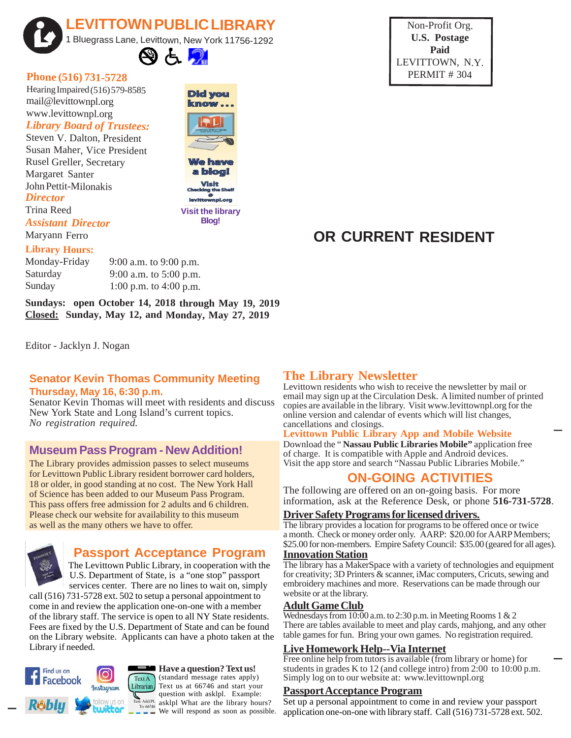# LEVITTOWN PUBLIC LIBRARY

1 Bluegrass Lane, Levittown, New York 11756-1292

Non-Profit Org.
**U.S. Postage**
**Paid**
LEVITTOWN, N.Y.
PERMIT # 304

**Phone (516) 731-5728**
Hearing Impaired (516) 579-8585
mail@levittownpl.org
www.levittownpl.org

***Library Board of Trustees:***
Steven V. Dalton, President
Susan Maher, Vice President
Rusel Greller, Secretary
Margaret Santer
John Pettit-Milonakis

***Director***
Trina Reed

***Assistant Director***
Maryann Ferro

Did you know . . .
We have a blog!
Visit Checking the Shelf @ levittownpl.org

Visit the library Blog!

**OR CURRENT RESIDENT**

**Library Hours:**

| | |
|---|---|
| Monday-Friday | 9:00 a.m. to 9:00 p.m. |
| Saturday | 9:00 a.m. to 5:00 p.m. |
| Sunday | 1:00 p.m. to 4:00 p.m. |

**Sundays: open October 14, 2018 through May 19, 2019**
**Closed: Sunday, May 12, and Monday, May 27, 2019**

Editor - Jacklyn J. Nogan

## Senator Kevin Thomas Community Meeting

**Thursday, May 16, 6:30 p.m.**

Senator Kevin Thomas will meet with residents and discuss New York State and Long Island's current topics.
*No registration required.*

## Museum Pass Program - New Addition!

The Library provides admission passes to select museums for Levittown Public Library resident borrower card holders, 18 or older, in good standing at no cost. The New York Hall of Science has been added to our Museum Pass Program. This pass offers free admission for 2 adults and 6 children. Please check our website for availability to this museum as well as the many others we have to offer.

## Passport Acceptance Program

The Levittown Public Library, in cooperation with the U.S. Department of State, is a "one stop" passport services center. There are no lines to wait on, simply call (516) 731-5728 ext. 502 to setup a personal appointment to come in and review the application one-on-one with a member of the library staff. The service is open to all NY State residents. Fees are fixed by the U.S. Department of State and can be found on the Library website. Applicants can have a photo taken at the Library if needed.

Find us on Facebook | Instagram | Robly | follow us on twitter

**Have a question? Text us!** (standard message rates apply) Text us at 66746 and start your question with asklpl. Example: asklpl What are the library hours? We will respond as soon as possible.

## The Library Newsletter

Levittown residents who wish to receive the newsletter by mail or email may sign up at the Circulation Desk. A limited number of printed copies are available in the library. Visit www.levittownpl.org for the online version and calendar of events which will list changes, cancellations and closings.

### Levittown Public Library App and Mobile Website

Download the "**Nassau Public Libraries Mobile"** application free of charge. It is compatible with Apple and Android devices. Visit the app store and search "Nassau Public Libraries Mobile."

## ON-GOING ACTIVITIES

The following are offered on an on-going basis. For more information, ask at the Reference Desk, or phone **516-731-5728**.

**Driver Safety Programs for licensed drivers.**
The library provides a location for programs to be offered once or twice a month. Check or money order only. AARP: $20.00 for AARP Members; $25.00 for non-members. Empire Safety Council: $35.00 (geared for all ages).

**Innovation Station**
The library has a MakerSpace with a variety of technologies and equipment for creativity; 3D Printers & scanner, iMac computers, Cricuts, sewing and embroidery machines and more. Reservations can be made through our website or at the library.

**Adult Game Club**
Wednesdays from 10:00 a.m. to 2:30 p.m. in Meeting Rooms 1 & 2
There are tables available to meet and play cards, mahjong, and any other table games for fun. Bring your own games. No registration required.

**Live Homework Help--Via Internet**
Free online help from tutors is available (from library or home) for students in grades K to 12 (and college intro) from 2:00 to 10:00 p.m. Simply log on to our website at: www.levittownpl.org

**Passport Acceptance Program**
Set up a personal appointment to come in and review your passport application one-on-one with library staff. Call (516) 731-5728 ext. 502.